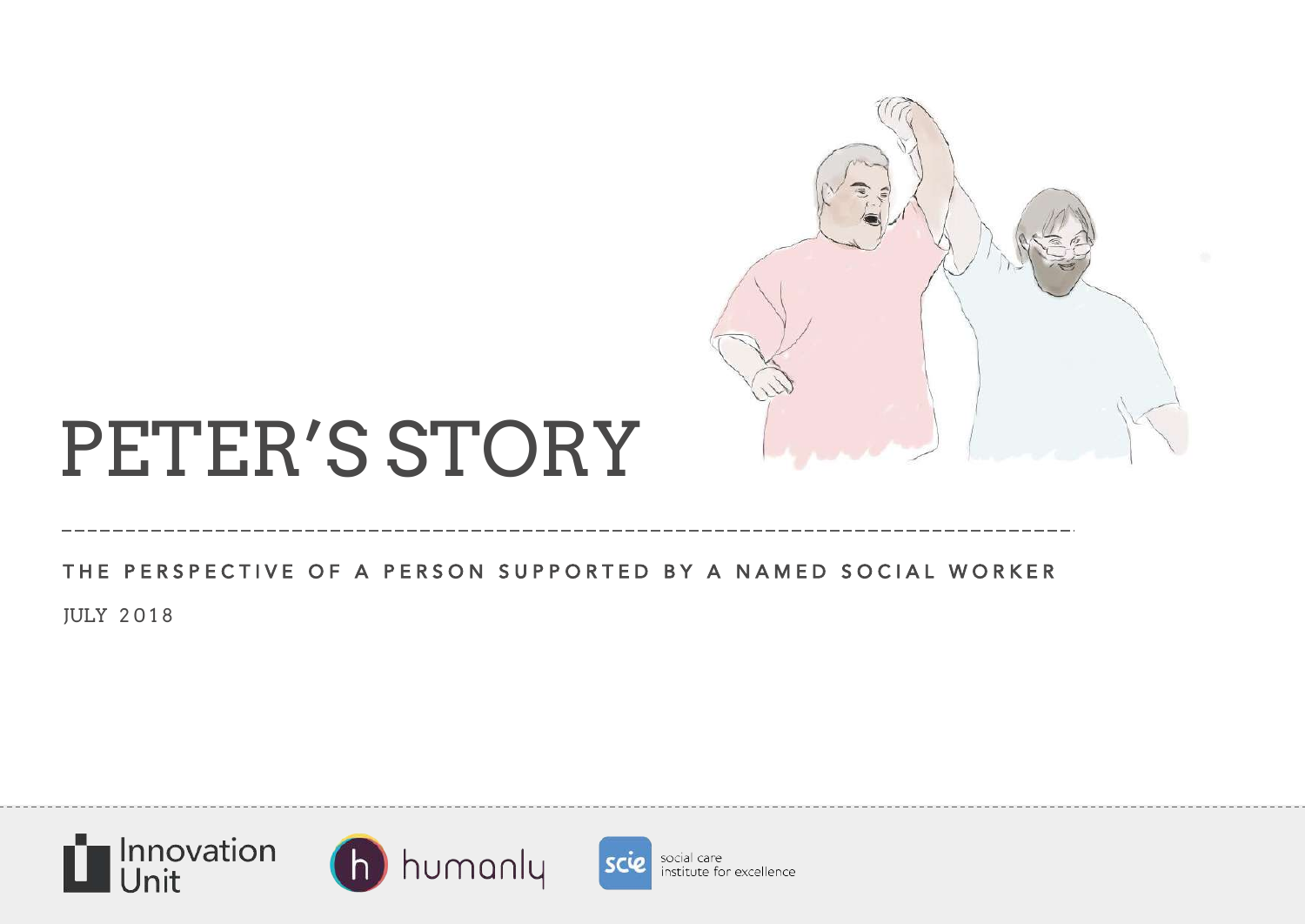# PETER'S STORY

THE PERSPECTIVE OF A PERSON SUPPORTED BY A NAMED SOCIAL WORKER

JULY 2018

Innovation Unit

humanly

scie social care institute for excellence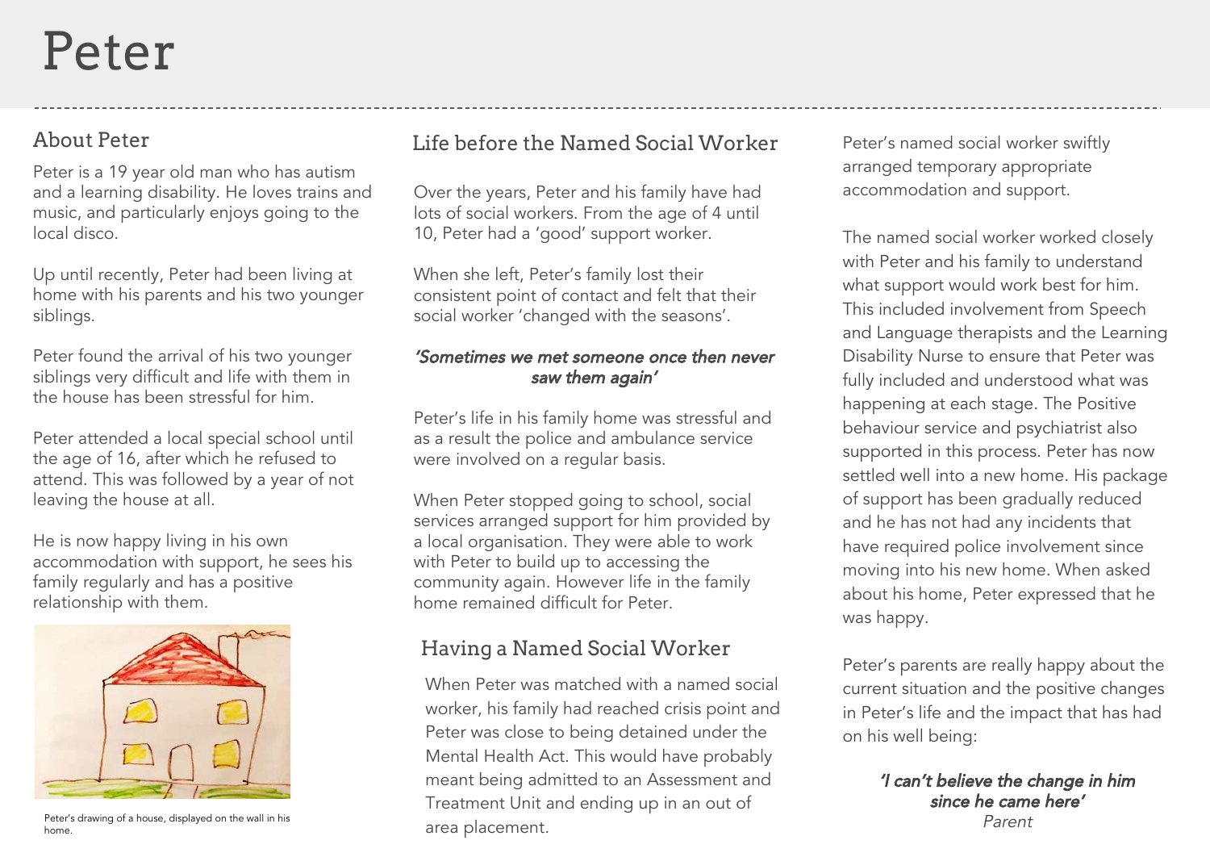# Peter

## About Peter

Peter is a 19 year old man who has autism and a learning disability. He loves trains and music, and particularly enjoys going to the local disco.

Up until recently, Peter had been living at home with his parents and his two younger siblings.

Peter found the arrival of his two younger siblings very difficult and life with them in the house has been stressful for him.

Peter attended a local special school until the age of 16, after which he refused to attend. This was followed by a year of not leaving the house at all.

He is now happy living in his own accommodation with support, he sees his family regularly and has a positive relationship with them.

Peter's drawing of a house, displayed on the wall in his home.

## Life before the Named Social Worker

Over the years, Peter and his family have had lots of social workers. From the age of 4 until 10, Peter had a 'good' support worker.

When she left, Peter's family lost their consistent point of contact and felt that their social worker 'changed with the seasons'.

***'Sometimes we met someone once then never saw them again'***

Peter's life in his family home was stressful and as a result the police and ambulance service were involved on a regular basis.

When Peter stopped going to school, social services arranged support for him provided by a local organisation. They were able to work with Peter to build up to accessing the community again. However life in the family home remained difficult for Peter.

## Having a Named Social Worker

When Peter was matched with a named social worker, his family had reached crisis point and Peter was close to being detained under the Mental Health Act. This would have probably meant being admitted to an Assessment and Treatment Unit and ending up in an out of area placement.

Peter's named social worker swiftly arranged temporary appropriate accommodation and support.

The named social worker worked closely with Peter and his family to understand what support would work best for him. This included involvement from Speech and Language therapists and the Learning Disability Nurse to ensure that Peter was fully included and understood what was happening at each stage. The Positive behaviour service and psychiatrist also supported in this process. Peter has now settled well into a new home. His package of support has been gradually reduced and he has not had any incidents that have required police involvement since moving into his new home. When asked about his home, Peter expressed that he was happy.

Peter's parents are really happy about the current situation and the positive changes in Peter's life and the impact that has had on his well being:

***'I can't believe the change in him since he came here'***
*Parent*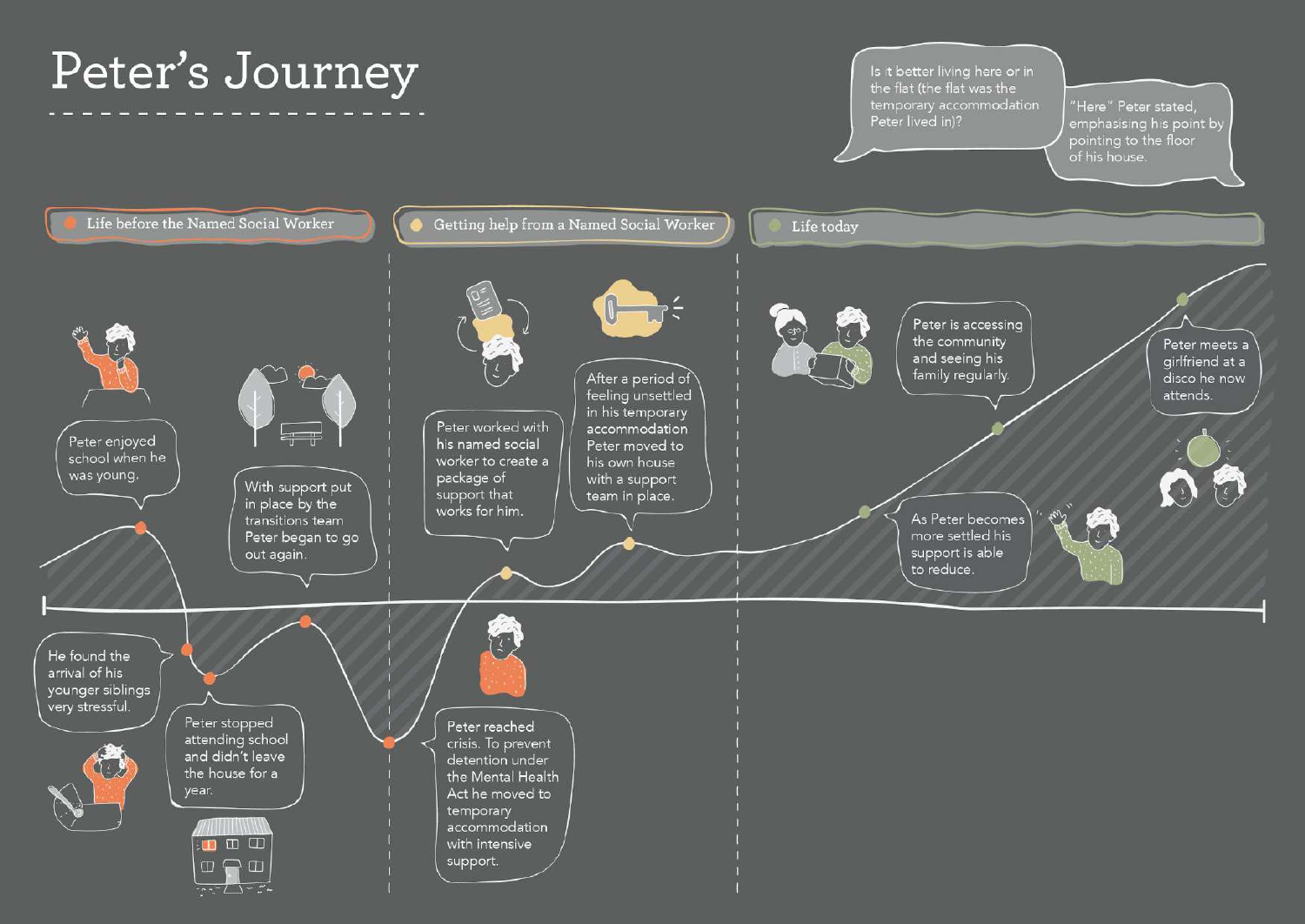# Peter's Journey

Is it better living here or in the flat (the flat was the temporary accommodation Peter lived in)?

"Here" Peter stated, emphasising his point by pointing to the floor of his house.

## Life before the Named Social Worker

Peter enjoyed school when he was young.

He found the arrival of his younger siblings very stressful.

Peter stopped attending school and didn't leave the house for a year.

With support put in place by the transitions team Peter began to go out again.

## Getting help from a Named Social Worker

Peter reached crisis. To prevent detention under the Mental Health Act he moved to temporary accommodation with intensive support.

Peter worked with his named social worker to create a package of support that works for him.

After a period of feeling unsettled in his temporary accommodation Peter moved to his own house with a support team in place.

## Life today

As Peter becomes more settled his support is able to reduce.

Peter is accessing the community and seeing his family regularly.

Peter meets a girlfriend at a disco he now attends.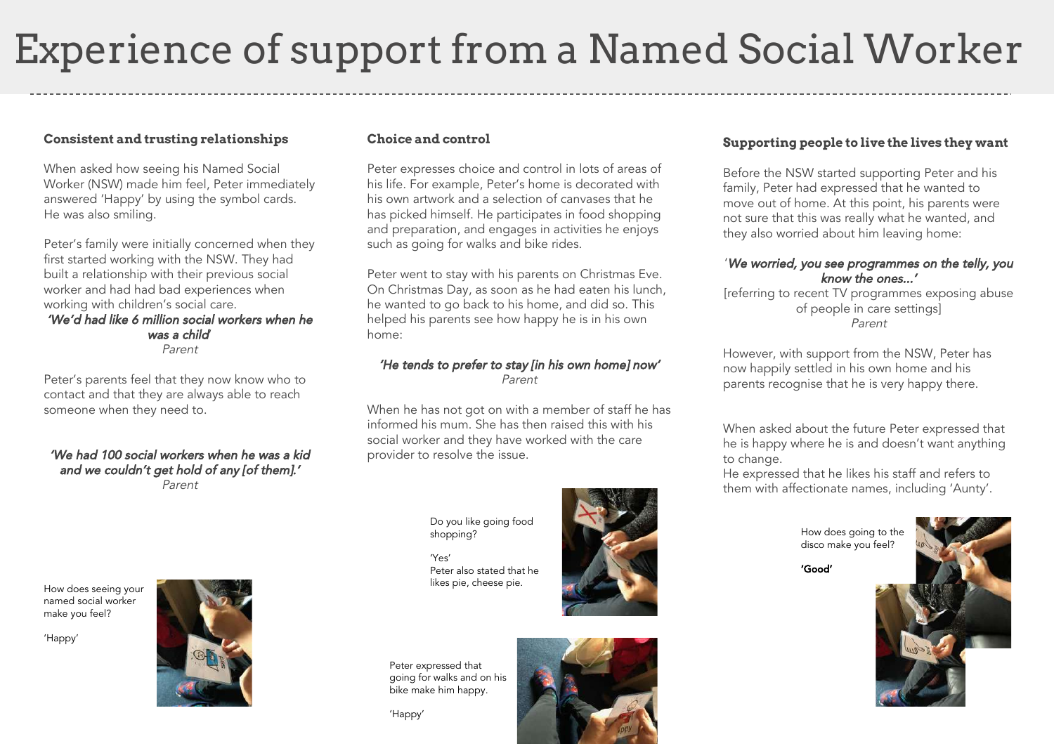# Experience of support from a Named Social Worker

### Consistent and trusting relationships

When asked how seeing his Named Social Worker (NSW) made him feel, Peter immediately answered 'Happy' by using the symbol cards. He was also smiling.

Peter's family were initially concerned when they first started working with the NSW. They had built a relationship with their previous social worker and had had bad experiences when working with children's social care.

***'We'd had like 6 million social workers when he was a child'***
*Parent*

Peter's parents feel that they now know who to contact and that they are always able to reach someone when they need to.

***'We had 100 social workers when he was a kid and we couldn't get hold of any [of them].'***
*Parent*

How does seeing your named social worker make you feel?

'Happy'

### Choice and control

Peter expresses choice and control in lots of areas of his life. For example, Peter's home is decorated with his own artwork and a selection of canvases that he has picked himself. He participates in food shopping and preparation, and engages in activities he enjoys such as going for walks and bike rides.

Peter went to stay with his parents on Christmas Eve. On Christmas Day, as soon as he had eaten his lunch, he wanted to go back to his home, and did so. This helped his parents see how happy he is in his own home:

***'He tends to prefer to stay [in his own home] now'***
*Parent*

When he has not got on with a member of staff he has informed his mum. She has then raised this with his social worker and they have worked with the care provider to resolve the issue.

Do you like going food shopping?

'Yes'
Peter also stated that he likes pie, cheese pie.

Peter expressed that going for walks and on his bike make him happy.

'Happy'

### Supporting people to live the lives they want

Before the NSW started supporting Peter and his family, Peter had expressed that he wanted to move out of home. At this point, his parents were not sure that this was really what he wanted, and they also worried about him leaving home:

'***We worried, you see programmes on the telly, you know the ones...'***
[referring to recent TV programmes exposing abuse of people in care settings]
*Parent*

However, with support from the NSW, Peter has now happily settled in his own home and his parents recognise that he is very happy there.

When asked about the future Peter expressed that he is happy where he is and doesn't want anything to change.
He expressed that he likes his staff and refers to them with affectionate names, including 'Aunty'.

How does going to the disco make you feel?

**'Good'**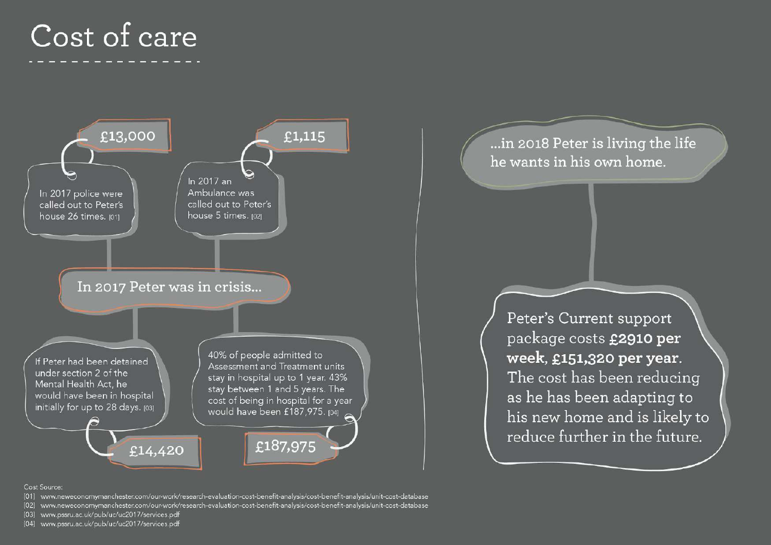# Cost of care

**£13,000**

In 2017 police were called out to Peter's house 26 times. [01]

**£1,115**

In 2017 an Ambulance was called out to Peter's house 5 times. [02]

In 2017 Peter was in crisis...

If Peter had been detained under section 2 of the Mental Health Act, he would have been in hospital initially for up to 28 days. [03]

**£14,420**

40% of people admitted to Assessment and Treatment units stay in hospital up to 1 year. 43% stay between 1 and 5 years. The cost of being in hospital for a year would have been £187,975. [04]

**£187,975**

...in 2018 Peter is living the life he wants in his own home.

Peter's Current support package costs **£2910 per week, £151,320 per year**. The cost has been reducing as he has been adapting to his new home and is likely to reduce further in the future.

Cost Source:

[01] www.neweconomymanchester.com/our-work/research-evaluation-cost-benefit-analysis/cost-benefit-analysis/unit-cost-database
[02] www.neweconomymanchester.com/our-work/research-evaluation-cost-benefit-analysis/cost-benefit-analysis/unit-cost-database
[03] www.pssru.ac.uk/pub/uc/uc2017/services.pdf
[04] www.pssru.ac.uk/pub/uc/uc2017/services.pdf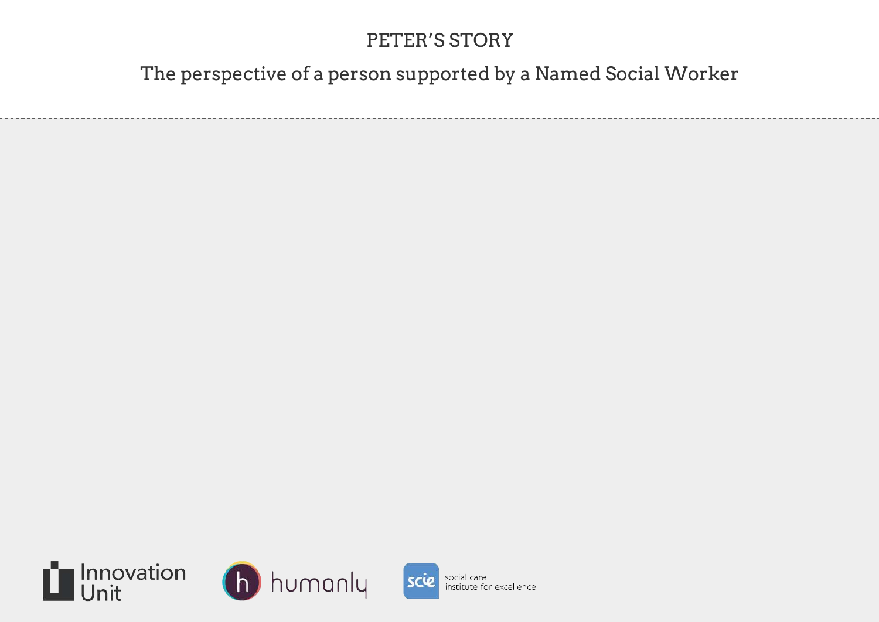# PETER'S STORY

## The perspective of a person supported by a Named Social Worker

Innovation Unit

humanly

scie social care institute for excellence